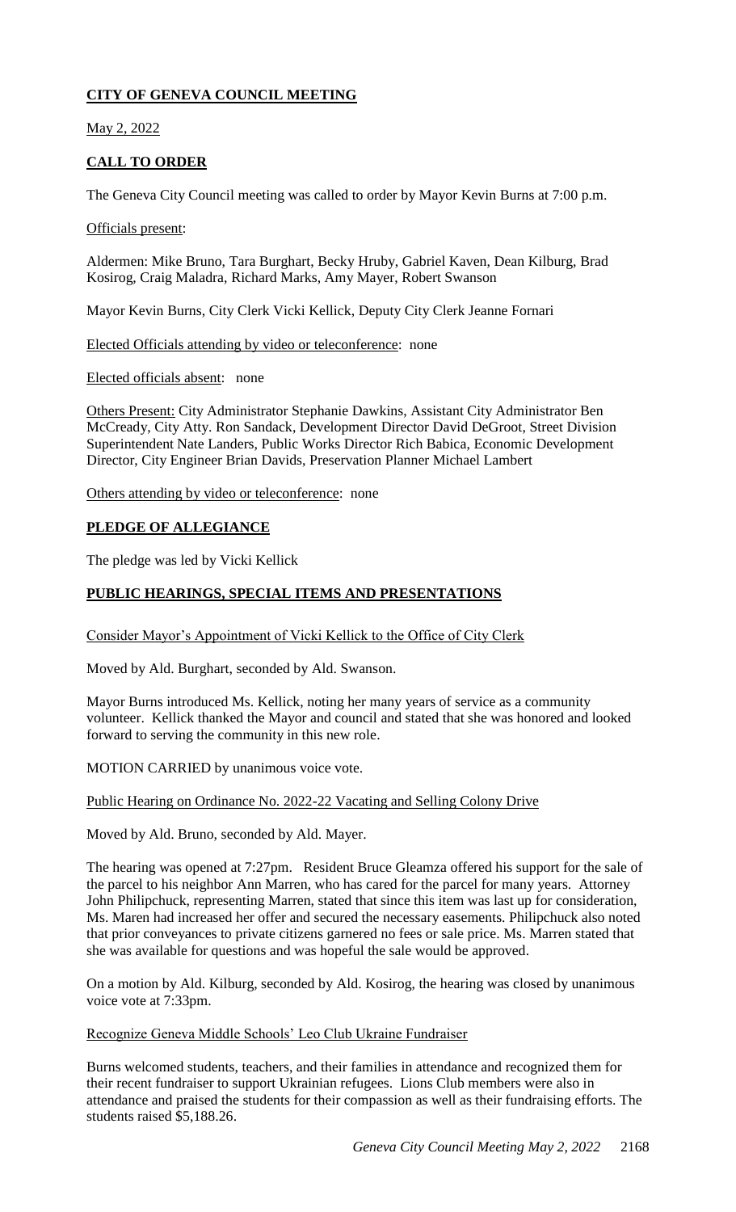# **CITY OF GENEVA COUNCIL MEETING**

May 2, 2022

## **CALL TO ORDER**

The Geneva City Council meeting was called to order by Mayor Kevin Burns at 7:00 p.m.

Officials present:

Aldermen: Mike Bruno, Tara Burghart, Becky Hruby, Gabriel Kaven, Dean Kilburg, Brad Kosirog, Craig Maladra, Richard Marks, Amy Mayer, Robert Swanson

Mayor Kevin Burns, City Clerk Vicki Kellick, Deputy City Clerk Jeanne Fornari

Elected Officials attending by video or teleconference: none

Elected officials absent: none

Others Present: City Administrator Stephanie Dawkins, Assistant City Administrator Ben McCready, City Atty. Ron Sandack, Development Director David DeGroot, Street Division Superintendent Nate Landers, Public Works Director Rich Babica, Economic Development Director, City Engineer Brian Davids, Preservation Planner Michael Lambert

Others attending by video or teleconference: none

## **PLEDGE OF ALLEGIANCE**

The pledge was led by Vicki Kellick

## **PUBLIC HEARINGS, SPECIAL ITEMS AND PRESENTATIONS**

Consider Mayor's Appointment of Vicki Kellick to the Office of City Clerk

Moved by Ald. Burghart, seconded by Ald. Swanson.

Mayor Burns introduced Ms. Kellick, noting her many years of service as a community volunteer. Kellick thanked the Mayor and council and stated that she was honored and looked forward to serving the community in this new role.

MOTION CARRIED by unanimous voice vote.

Public Hearing on Ordinance No. 2022-22 Vacating and Selling Colony Drive

Moved by Ald. Bruno, seconded by Ald. Mayer.

The hearing was opened at 7:27pm. Resident Bruce Gleamza offered his support for the sale of the parcel to his neighbor Ann Marren, who has cared for the parcel for many years. Attorney John Philipchuck, representing Marren, stated that since this item was last up for consideration, Ms. Maren had increased her offer and secured the necessary easements. Philipchuck also noted that prior conveyances to private citizens garnered no fees or sale price. Ms. Marren stated that she was available for questions and was hopeful the sale would be approved.

On a motion by Ald. Kilburg, seconded by Ald. Kosirog, the hearing was closed by unanimous voice vote at 7:33pm.

Recognize Geneva Middle Schools' Leo Club Ukraine Fundraiser

Burns welcomed students, teachers, and their families in attendance and recognized them for their recent fundraiser to support Ukrainian refugees. Lions Club members were also in attendance and praised the students for their compassion as well as their fundraising efforts. The students raised $5,188.26.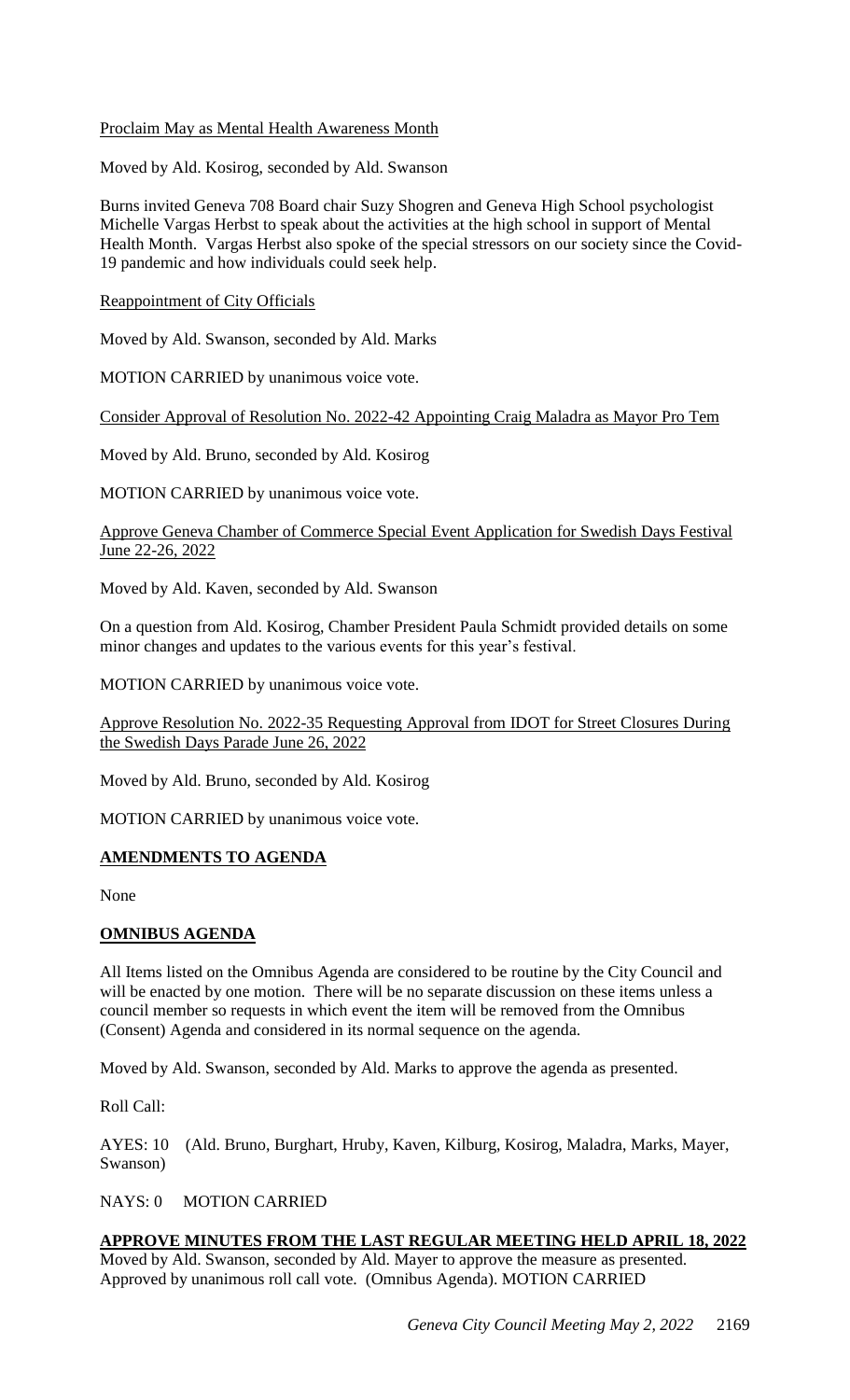Proclaim May as Mental Health Awareness Month

Moved by Ald. Kosirog, seconded by Ald. Swanson

Burns invited Geneva 708 Board chair Suzy Shogren and Geneva High School psychologist Michelle Vargas Herbst to speak about the activities at the high school in support of Mental Health Month. Vargas Herbst also spoke of the special stressors on our society since the Covid-19 pandemic and how individuals could seek help.

Reappointment of City Officials

Moved by Ald. Swanson, seconded by Ald. Marks

MOTION CARRIED by unanimous voice vote.

Consider Approval of Resolution No. 2022-42 Appointing Craig Maladra as Mayor Pro Tem

Moved by Ald. Bruno, seconded by Ald. Kosirog

MOTION CARRIED by unanimous voice vote.

Approve Geneva Chamber of Commerce Special Event Application for Swedish Days Festival June 22-26, 2022

Moved by Ald. Kaven, seconded by Ald. Swanson

On a question from Ald. Kosirog, Chamber President Paula Schmidt provided details on some minor changes and updates to the various events for this year's festival.

MOTION CARRIED by unanimous voice vote.

Approve Resolution No. 2022-35 Requesting Approval from IDOT for Street Closures During the Swedish Days Parade June 26, 2022

Moved by Ald. Bruno, seconded by Ald. Kosirog

MOTION CARRIED by unanimous voice vote.

## AMENDMENTS TO AGENDA

None

## OMNIBUS AGENDA

All Items listed on the Omnibus Agenda are considered to be routine by the City Council and will be enacted by one motion. There will be no separate discussion on these items unless a council member so requests in which event the item will be removed from the Omnibus (Consent) Agenda and considered in its normal sequence on the agenda.

Moved by Ald. Swanson, seconded by Ald. Marks to approve the agenda as presented.

Roll Call:

AYES: 10 (Ald. Bruno, Burghart, Hruby, Kaven, Kilburg, Kosirog, Maladra, Marks, Mayer, Swanson)

NAYS: 0 MOTION CARRIED

## APPROVE MINUTES FROM THE LAST REGULAR MEETING HELD APRIL 18, 2022

Moved by Ald. Swanson, seconded by Ald. Mayer to approve the measure as presented. Approved by unanimous roll call vote. (Omnibus Agenda). MOTION CARRIED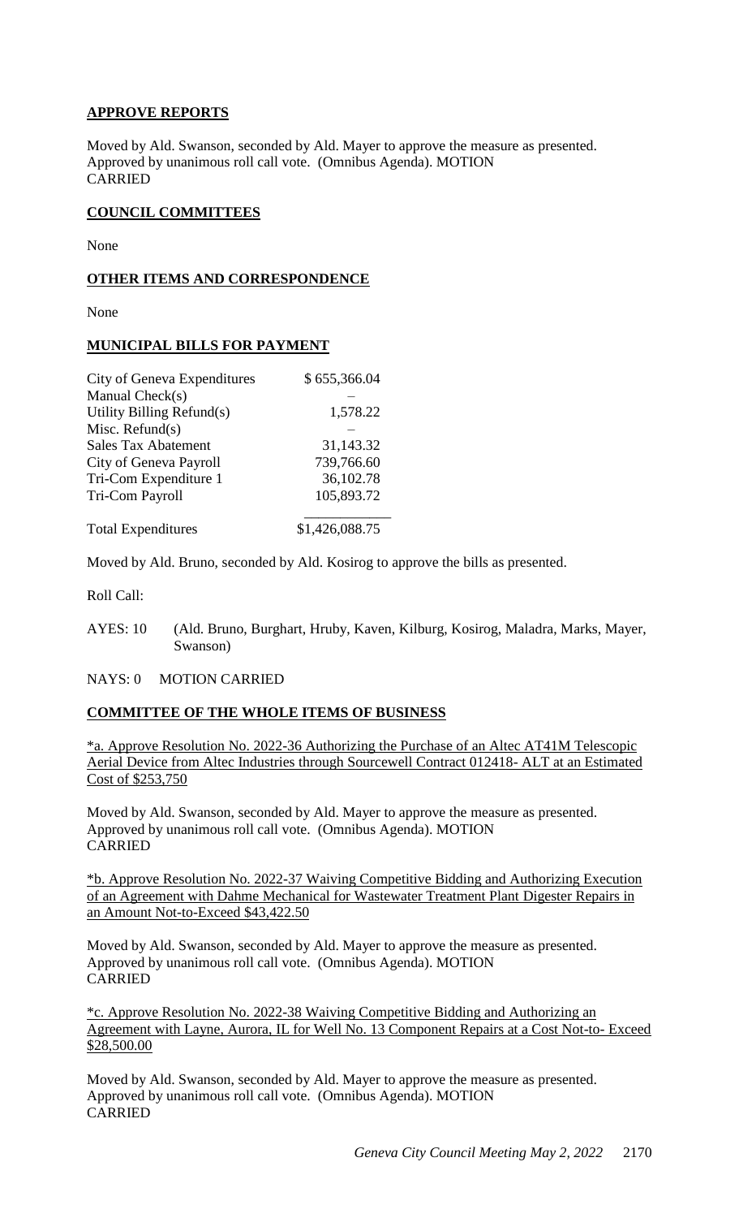## APPROVE REPORTS

Moved by Ald. Swanson, seconded by Ald. Mayer to approve the measure as presented. Approved by unanimous roll call vote. (Omnibus Agenda). MOTION CARRIED

## COUNCIL COMMITTEES

None

## OTHER ITEMS AND CORRESPONDENCE

None

## MUNICIPAL BILLS FOR PAYMENT

| | |
|---|---|
| City of Geneva Expenditures | $ 655,366.04 |
| Manual Check(s) | – |
| Utility Billing Refund(s) | 1,578.22 |
| Misc. Refund(s) | – |
| Sales Tax Abatement | 31,143.32 |
| City of Geneva Payroll | 739,766.60 |
| Tri-Com Expenditure 1 | 36,102.78 |
| Tri-Com Payroll | 105,893.72 |
| Total Expenditures | $1,426,088.75 |

Moved by Ald. Bruno, seconded by Ald. Kosirog to approve the bills as presented.

Roll Call:

AYES: 10 (Ald. Bruno, Burghart, Hruby, Kaven, Kilburg, Kosirog, Maladra, Marks, Mayer, Swanson)

NAYS: 0 MOTION CARRIED

## COMMITTEE OF THE WHOLE ITEMS OF BUSINESS

*a. Approve Resolution No. 2022-36 Authorizing the Purchase of an Altec AT41M Telescopic Aerial Device from Altec Industries through Sourcewell Contract 012418- ALT at an Estimated Cost of $253,750

Moved by Ald. Swanson, seconded by Ald. Mayer to approve the measure as presented. Approved by unanimous roll call vote. (Omnibus Agenda). MOTION CARRIED

*b. Approve Resolution No. 2022-37 Waiving Competitive Bidding and Authorizing Execution of an Agreement with Dahme Mechanical for Wastewater Treatment Plant Digester Repairs in an Amount Not-to-Exceed $43,422.50

Moved by Ald. Swanson, seconded by Ald. Mayer to approve the measure as presented. Approved by unanimous roll call vote. (Omnibus Agenda). MOTION CARRIED

*c. Approve Resolution No. 2022-38 Waiving Competitive Bidding and Authorizing an Agreement with Layne, Aurora, IL for Well No. 13 Component Repairs at a Cost Not-to- Exceed $28,500.00

Moved by Ald. Swanson, seconded by Ald. Mayer to approve the measure as presented. Approved by unanimous roll call vote. (Omnibus Agenda). MOTION CARRIED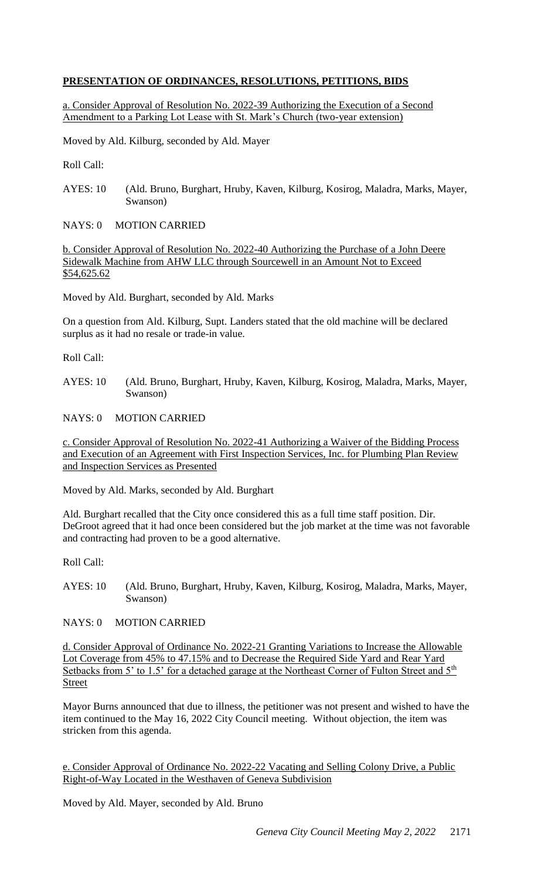## **PRESENTATION OF ORDINANCES, RESOLUTIONS, PETITIONS, BIDS**

a. Consider Approval of Resolution No. 2022-39 Authorizing the Execution of a Second Amendment to a Parking Lot Lease with St. Mark's Church (two-year extension)

Moved by Ald. Kilburg, seconded by Ald. Mayer

Roll Call:

AYES: 10 (Ald. Bruno, Burghart, Hruby, Kaven, Kilburg, Kosirog, Maladra, Marks, Mayer, Swanson)

NAYS: 0 MOTION CARRIED

b. Consider Approval of Resolution No. 2022-40 Authorizing the Purchase of a John Deere Sidewalk Machine from AHW LLC through Sourcewell in an Amount Not to Exceed $54,625.62

Moved by Ald. Burghart, seconded by Ald. Marks

On a question from Ald. Kilburg, Supt. Landers stated that the old machine will be declared surplus as it had no resale or trade-in value.

Roll Call:

AYES: 10 (Ald. Bruno, Burghart, Hruby, Kaven, Kilburg, Kosirog, Maladra, Marks, Mayer, Swanson)

NAYS: 0 MOTION CARRIED

c. Consider Approval of Resolution No. 2022-41 Authorizing a Waiver of the Bidding Process and Execution of an Agreement with First Inspection Services, Inc. for Plumbing Plan Review and Inspection Services as Presented

Moved by Ald. Marks, seconded by Ald. Burghart

Ald. Burghart recalled that the City once considered this as a full time staff position. Dir. DeGroot agreed that it had once been considered but the job market at the time was not favorable and contracting had proven to be a good alternative.

Roll Call:

AYES: 10 (Ald. Bruno, Burghart, Hruby, Kaven, Kilburg, Kosirog, Maladra, Marks, Mayer, Swanson)

NAYS: 0 MOTION CARRIED

d. Consider Approval of Ordinance No. 2022-21 Granting Variations to Increase the Allowable Lot Coverage from 45% to 47.15% and to Decrease the Required Side Yard and Rear Yard Setbacks from 5' to 1.5' for a detached garage at the Northeast Corner of Fulton Street and 5th Street

Mayor Burns announced that due to illness, the petitioner was not present and wished to have the item continued to the May 16, 2022 City Council meeting. Without objection, the item was stricken from this agenda.

e. Consider Approval of Ordinance No. 2022-22 Vacating and Selling Colony Drive, a Public Right-of-Way Located in the Westhaven of Geneva Subdivision

Moved by Ald. Mayer, seconded by Ald. Bruno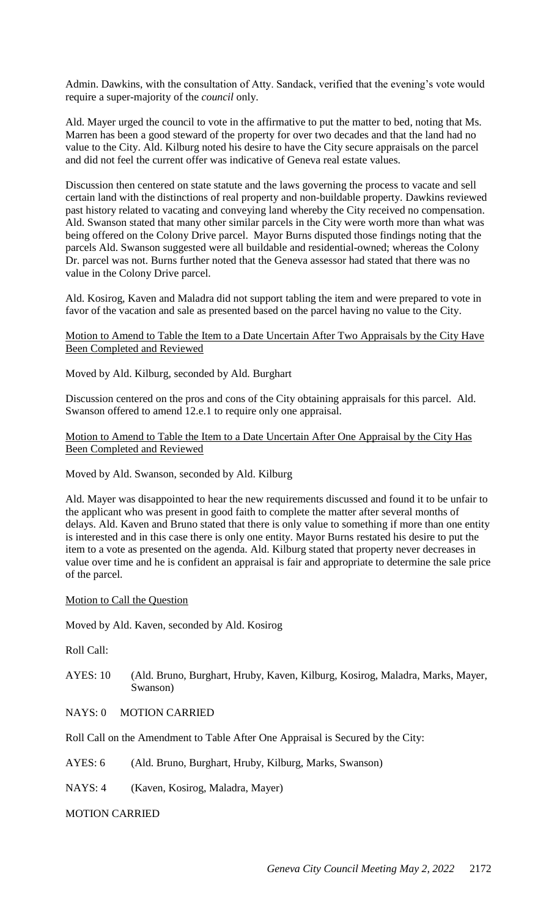Admin. Dawkins, with the consultation of Atty. Sandack, verified that the evening's vote would require a super-majority of the *council* only.

Ald. Mayer urged the council to vote in the affirmative to put the matter to bed, noting that Ms. Marren has been a good steward of the property for over two decades and that the land had no value to the City. Ald. Kilburg noted his desire to have the City secure appraisals on the parcel and did not feel the current offer was indicative of Geneva real estate values.

Discussion then centered on state statute and the laws governing the process to vacate and sell certain land with the distinctions of real property and non-buildable property. Dawkins reviewed past history related to vacating and conveying land whereby the City received no compensation. Ald. Swanson stated that many other similar parcels in the City were worth more than what was being offered on the Colony Drive parcel. Mayor Burns disputed those findings noting that the parcels Ald. Swanson suggested were all buildable and residential-owned; whereas the Colony Dr. parcel was not. Burns further noted that the Geneva assessor had stated that there was no value in the Colony Drive parcel.

Ald. Kosirog, Kaven and Maladra did not support tabling the item and were prepared to vote in favor of the vacation and sale as presented based on the parcel having no value to the City.

Motion to Amend to Table the Item to a Date Uncertain After Two Appraisals by the City Have Been Completed and Reviewed

Moved by Ald. Kilburg, seconded by Ald. Burghart

Discussion centered on the pros and cons of the City obtaining appraisals for this parcel. Ald. Swanson offered to amend 12.e.1 to require only one appraisal.

Motion to Amend to Table the Item to a Date Uncertain After One Appraisal by the City Has Been Completed and Reviewed

Moved by Ald. Swanson, seconded by Ald. Kilburg

Ald. Mayer was disappointed to hear the new requirements discussed and found it to be unfair to the applicant who was present in good faith to complete the matter after several months of delays. Ald. Kaven and Bruno stated that there is only value to something if more than one entity is interested and in this case there is only one entity. Mayor Burns restated his desire to put the item to a vote as presented on the agenda. Ald. Kilburg stated that property never decreases in value over time and he is confident an appraisal is fair and appropriate to determine the sale price of the parcel.

Motion to Call the Question

Moved by Ald. Kaven, seconded by Ald. Kosirog

Roll Call:

AYES: 10 (Ald. Bruno, Burghart, Hruby, Kaven, Kilburg, Kosirog, Maladra, Marks, Mayer, Swanson)

NAYS: 0 MOTION CARRIED

Roll Call on the Amendment to Table After One Appraisal is Secured by the City:

AYES: 6 (Ald. Bruno, Burghart, Hruby, Kilburg, Marks, Swanson)

NAYS: 4 (Kaven, Kosirog, Maladra, Mayer)

MOTION CARRIED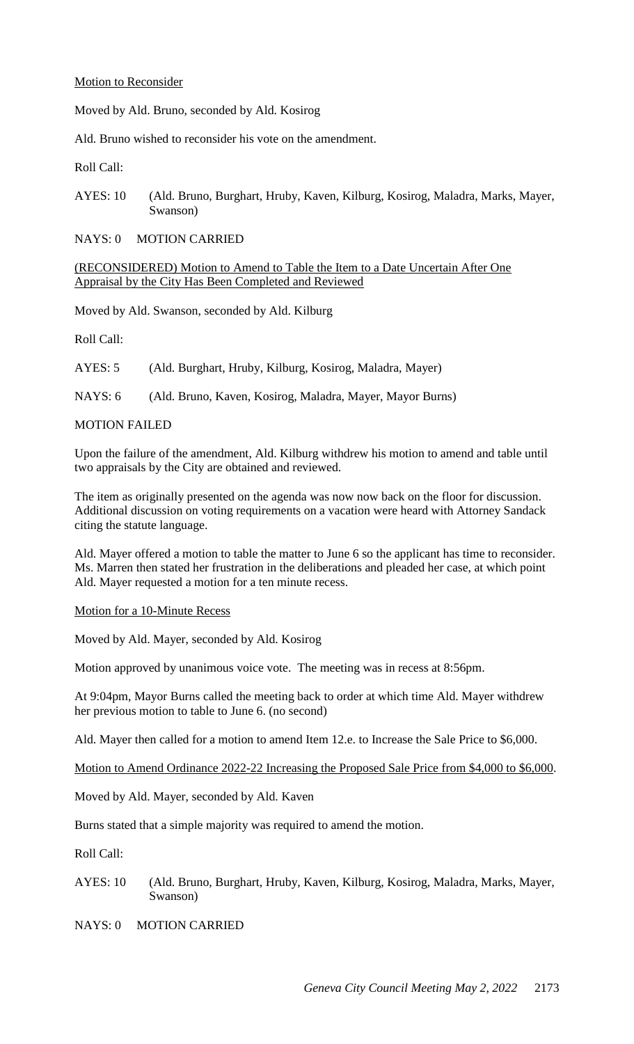Motion to Reconsider

Moved by Ald. Bruno, seconded by Ald. Kosirog

Ald. Bruno wished to reconsider his vote on the amendment.

Roll Call:

AYES: 10 (Ald. Bruno, Burghart, Hruby, Kaven, Kilburg, Kosirog, Maladra, Marks, Mayer, Swanson)

NAYS: 0 MOTION CARRIED

(RECONSIDERED) Motion to Amend to Table the Item to a Date Uncertain After One Appraisal by the City Has Been Completed and Reviewed

Moved by Ald. Swanson, seconded by Ald. Kilburg

Roll Call:

AYES: 5 (Ald. Burghart, Hruby, Kilburg, Kosirog, Maladra, Mayer)

NAYS: 6 (Ald. Bruno, Kaven, Kosirog, Maladra, Mayer, Mayor Burns)

MOTION FAILED

Upon the failure of the amendment, Ald. Kilburg withdrew his motion to amend and table until two appraisals by the City are obtained and reviewed.

The item as originally presented on the agenda was now now back on the floor for discussion. Additional discussion on voting requirements on a vacation were heard with Attorney Sandack citing the statute language.

Ald. Mayer offered a motion to table the matter to June 6 so the applicant has time to reconsider. Ms. Marren then stated her frustration in the deliberations and pleaded her case, at which point Ald. Mayer requested a motion for a ten minute recess.

Motion for a 10-Minute Recess

Moved by Ald. Mayer, seconded by Ald. Kosirog

Motion approved by unanimous voice vote. The meeting was in recess at 8:56pm.

At 9:04pm, Mayor Burns called the meeting back to order at which time Ald. Mayer withdrew her previous motion to table to June 6. (no second)

Ald. Mayer then called for a motion to amend Item 12.e. to Increase the Sale Price to $6,000.

Motion to Amend Ordinance 2022-22 Increasing the Proposed Sale Price from $4,000 to $6,000.

Moved by Ald. Mayer, seconded by Ald. Kaven

Burns stated that a simple majority was required to amend the motion.

Roll Call:

AYES: 10 (Ald. Bruno, Burghart, Hruby, Kaven, Kilburg, Kosirog, Maladra, Marks, Mayer, Swanson)

NAYS: 0 MOTION CARRIED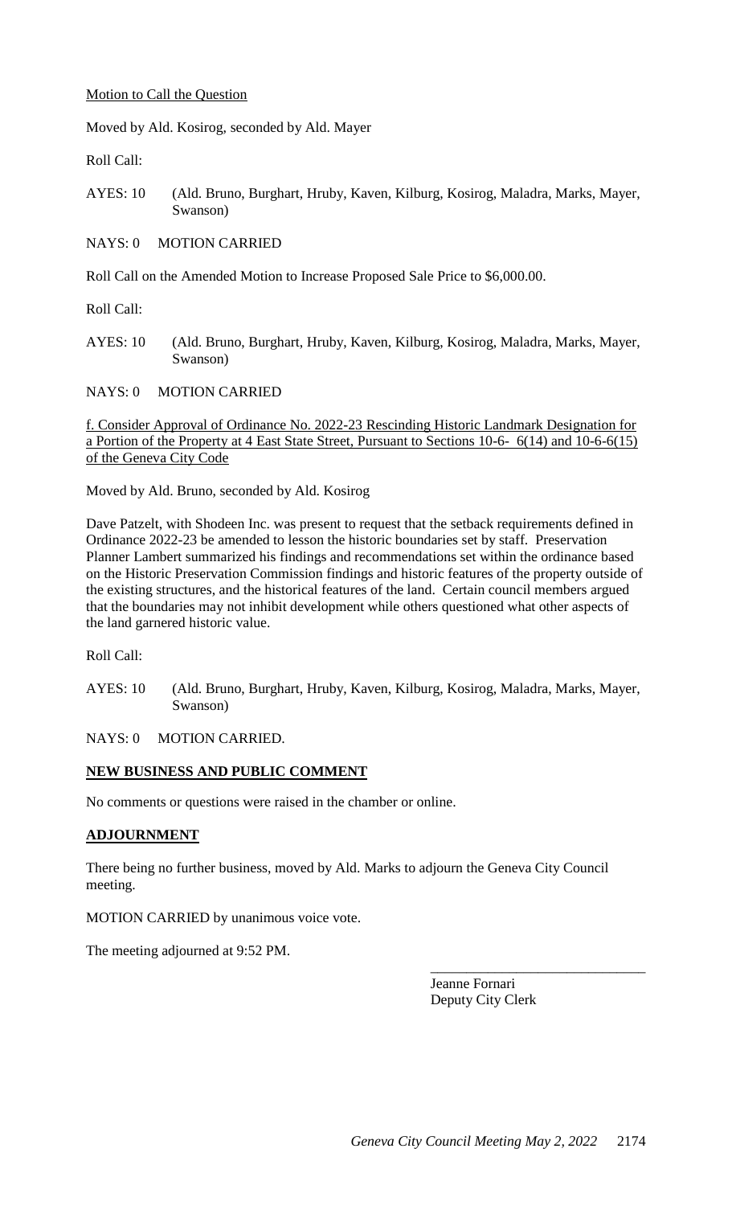Motion to Call the Question

Moved by Ald. Kosirog, seconded by Ald. Mayer

Roll Call:

AYES: 10 (Ald. Bruno, Burghart, Hruby, Kaven, Kilburg, Kosirog, Maladra, Marks, Mayer, Swanson)

NAYS: 0 MOTION CARRIED

Roll Call on the Amended Motion to Increase Proposed Sale Price to $6,000.00.

Roll Call:

AYES: 10 (Ald. Bruno, Burghart, Hruby, Kaven, Kilburg, Kosirog, Maladra, Marks, Mayer, Swanson)

NAYS: 0 MOTION CARRIED

f. Consider Approval of Ordinance No. 2022-23 Rescinding Historic Landmark Designation for a Portion of the Property at 4 East State Street, Pursuant to Sections 10-6- 6(14) and 10-6-6(15) of the Geneva City Code

Moved by Ald. Bruno, seconded by Ald. Kosirog

Dave Patzelt, with Shodeen Inc. was present to request that the setback requirements defined in Ordinance 2022-23 be amended to lesson the historic boundaries set by staff. Preservation Planner Lambert summarized his findings and recommendations set within the ordinance based on the Historic Preservation Commission findings and historic features of the property outside of the existing structures, and the historical features of the land. Certain council members argued that the boundaries may not inhibit development while others questioned what other aspects of the land garnered historic value.

Roll Call:

AYES: 10 (Ald. Bruno, Burghart, Hruby, Kaven, Kilburg, Kosirog, Maladra, Marks, Mayer, Swanson)

NAYS: 0 MOTION CARRIED.

**NEW BUSINESS AND PUBLIC COMMENT**

No comments or questions were raised in the chamber or online.

**ADJOURNMENT**

There being no further business, moved by Ald. Marks to adjourn the Geneva City Council meeting.

MOTION CARRIED by unanimous voice vote.

The meeting adjourned at 9:52 PM.

\_\_\_\_\_\_\_\_\_\_\_\_\_\_\_\_\_\_\_\_\_\_\_\_\_\_\_\_\_\_

Jeanne Fornari
Deputy City Clerk